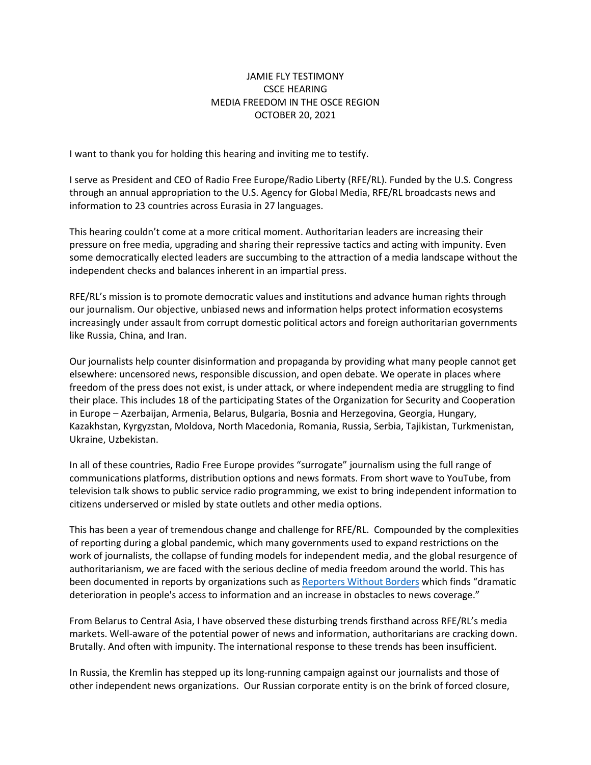JAMIE FLY TESTIMONY
CSCE HEARING
MEDIA FREEDOM IN THE OSCE REGION
OCTOBER 20, 2021

I want to thank you for holding this hearing and inviting me to testify.

I serve as President and CEO of Radio Free Europe/Radio Liberty (RFE/RL). Funded by the U.S. Congress through an annual appropriation to the U.S. Agency for Global Media, RFE/RL broadcasts news and information to 23 countries across Eurasia in 27 languages.

This hearing couldn't come at a more critical moment. Authoritarian leaders are increasing their pressure on free media, upgrading and sharing their repressive tactics and acting with impunity. Even some democratically elected leaders are succumbing to the attraction of a media landscape without the independent checks and balances inherent in an impartial press.

RFE/RL's mission is to promote democratic values and institutions and advance human rights through our journalism. Our objective, unbiased news and information helps protect information ecosystems increasingly under assault from corrupt domestic political actors and foreign authoritarian governments like Russia, China, and Iran.

Our journalists help counter disinformation and propaganda by providing what many people cannot get elsewhere: uncensored news, responsible discussion, and open debate. We operate in places where freedom of the press does not exist, is under attack, or where independent media are struggling to find their place. This includes 18 of the participating States of the Organization for Security and Cooperation in Europe – Azerbaijan, Armenia, Belarus, Bulgaria, Bosnia and Herzegovina, Georgia, Hungary, Kazakhstan, Kyrgyzstan, Moldova, North Macedonia, Romania, Russia, Serbia, Tajikistan, Turkmenistan, Ukraine, Uzbekistan.

In all of these countries, Radio Free Europe provides "surrogate" journalism using the full range of communications platforms, distribution options and news formats. From short wave to YouTube, from television talk shows to public service radio programming, we exist to bring independent information to citizens underserved or misled by state outlets and other media options.

This has been a year of tremendous change and challenge for RFE/RL. Compounded by the complexities of reporting during a global pandemic, which many governments used to expand restrictions on the work of journalists, the collapse of funding models for independent media, and the global resurgence of authoritarianism, we are faced with the serious decline of media freedom around the world. This has been documented in reports by organizations such as Reporters Without Borders which finds "dramatic deterioration in people's access to information and an increase in obstacles to news coverage."

From Belarus to Central Asia, I have observed these disturbing trends firsthand across RFE/RL's media markets. Well-aware of the potential power of news and information, authoritarians are cracking down. Brutally. And often with impunity. The international response to these trends has been insufficient.

In Russia, the Kremlin has stepped up its long-running campaign against our journalists and those of other independent news organizations. Our Russian corporate entity is on the brink of forced closure,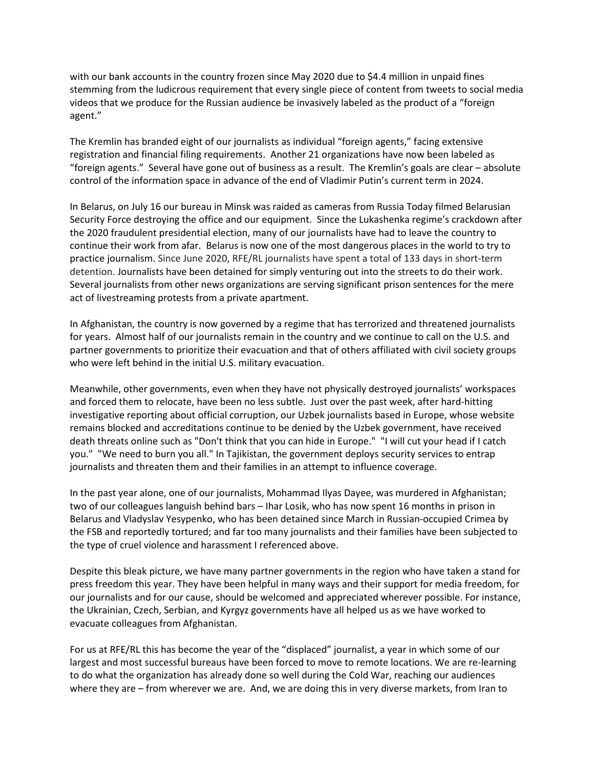with our bank accounts in the country frozen since May 2020 due to $4.4 million in unpaid fines stemming from the ludicrous requirement that every single piece of content from tweets to social media videos that we produce for the Russian audience be invasively labeled as the product of a "foreign agent."

The Kremlin has branded eight of our journalists as individual "foreign agents," facing extensive registration and financial filing requirements. Another 21 organizations have now been labeled as "foreign agents." Several have gone out of business as a result. The Kremlin's goals are clear – absolute control of the information space in advance of the end of Vladimir Putin's current term in 2024.

In Belarus, on July 16 our bureau in Minsk was raided as cameras from Russia Today filmed Belarusian Security Force destroying the office and our equipment. Since the Lukashenka regime's crackdown after the 2020 fraudulent presidential election, many of our journalists have had to leave the country to continue their work from afar. Belarus is now one of the most dangerous places in the world to try to practice journalism. Since June 2020, RFE/RL journalists have spent a total of 133 days in short-term detention. Journalists have been detained for simply venturing out into the streets to do their work. Several journalists from other news organizations are serving significant prison sentences for the mere act of livestreaming protests from a private apartment.

In Afghanistan, the country is now governed by a regime that has terrorized and threatened journalists for years. Almost half of our journalists remain in the country and we continue to call on the U.S. and partner governments to prioritize their evacuation and that of others affiliated with civil society groups who were left behind in the initial U.S. military evacuation.

Meanwhile, other governments, even when they have not physically destroyed journalists' workspaces and forced them to relocate, have been no less subtle. Just over the past week, after hard-hitting investigative reporting about official corruption, our Uzbek journalists based in Europe, whose website remains blocked and accreditations continue to be denied by the Uzbek government, have received death threats online such as "Don't think that you can hide in Europe." "I will cut your head if I catch you." "We need to burn you all." In Tajikistan, the government deploys security services to entrap journalists and threaten them and their families in an attempt to influence coverage.

In the past year alone, one of our journalists, Mohammad Ilyas Dayee, was murdered in Afghanistan; two of our colleagues languish behind bars – Ihar Losik, who has now spent 16 months in prison in Belarus and Vladyslav Yesypenko, who has been detained since March in Russian-occupied Crimea by the FSB and reportedly tortured; and far too many journalists and their families have been subjected to the type of cruel violence and harassment I referenced above.

Despite this bleak picture, we have many partner governments in the region who have taken a stand for press freedom this year. They have been helpful in many ways and their support for media freedom, for our journalists and for our cause, should be welcomed and appreciated wherever possible. For instance, the Ukrainian, Czech, Serbian, and Kyrgyz governments have all helped us as we have worked to evacuate colleagues from Afghanistan.

For us at RFE/RL this has become the year of the "displaced" journalist, a year in which some of our largest and most successful bureaus have been forced to move to remote locations. We are re-learning to do what the organization has already done so well during the Cold War, reaching our audiences where they are – from wherever we are. And, we are doing this in very diverse markets, from Iran to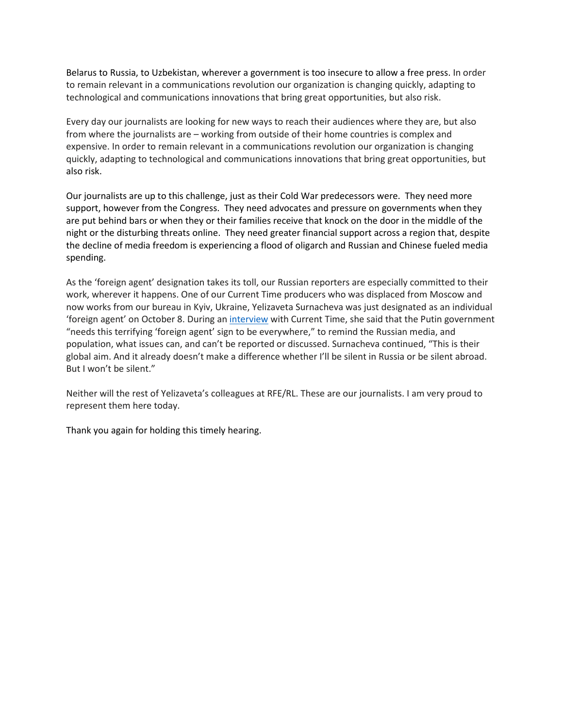Belarus to Russia, to Uzbekistan, wherever a government is too insecure to allow a free press. In order to remain relevant in a communications revolution our organization is changing quickly, adapting to technological and communications innovations that bring great opportunities, but also risk.

Every day our journalists are looking for new ways to reach their audiences where they are, but also from where the journalists are – working from outside of their home countries is complex and expensive. In order to remain relevant in a communications revolution our organization is changing quickly, adapting to technological and communications innovations that bring great opportunities, but also risk.

Our journalists are up to this challenge, just as their Cold War predecessors were. They need more support, however from the Congress. They need advocates and pressure on governments when they are put behind bars or when they or their families receive that knock on the door in the middle of the night or the disturbing threats online. They need greater financial support across a region that, despite the decline of media freedom is experiencing a flood of oligarch and Russian and Chinese fueled media spending.

As the 'foreign agent' designation takes its toll, our Russian reporters are especially committed to their work, wherever it happens. One of our Current Time producers who was displaced from Moscow and now works from our bureau in Kyiv, Ukraine, Yelizaveta Surnacheva was just designated as an individual 'foreign agent' on October 8. During an interview with Current Time, she said that the Putin government "needs this terrifying 'foreign agent' sign to be everywhere," to remind the Russian media, and population, what issues can, and can't be reported or discussed. Surnacheva continued, "This is their global aim. And it already doesn't make a difference whether I'll be silent in Russia or be silent abroad. But I won't be silent."

Neither will the rest of Yelizaveta's colleagues at RFE/RL. These are our journalists. I am very proud to represent them here today.

Thank you again for holding this timely hearing.